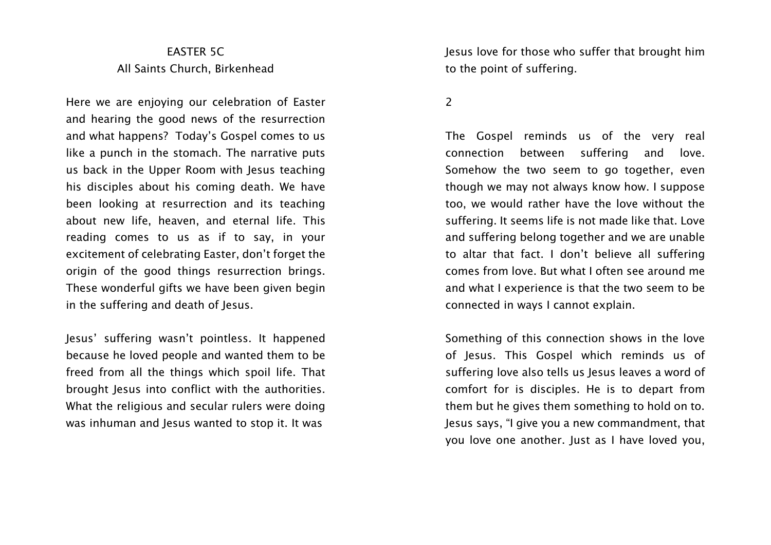EASTER 5C

All Saints Church, Birkenhead

Here we are enjoying our celebration of Easter and hearing the good news of the resurrection and what happens? Today's Gospel comes to us like a punch in the stomach. The narrative puts us back in the Upper Room with Jesus teaching his disciples about his coming death. We have been looking at resurrection and its teaching about new life, heaven, and eternal life. This reading comes to us as if to say, in your excitement of celebrating Easter, don't forget the origin of the good things resurrection brings. These wonderful gifts we have been given begin in the suffering and death of Jesus.

Jesus' suffering wasn't pointless. It happened because he loved people and wanted them to be freed from all the things which spoil life. That brought Jesus into conflict with the authorities. What the religious and secular rulers were doing was inhuman and Jesus wanted to stop it. It was Jesus love for those who suffer that brought him to the point of suffering.

The Gospel reminds us of the very real connection between suffering and love. Somehow the two seem to go together, even though we may not always know how. I suppose too, we would rather have the love without the suffering. It seems life is not made like that. Love and suffering belong together and we are unable to altar that fact. I don't believe all suffering comes from love. But what I often see around me and what I experience is that the two seem to be connected in ways I cannot explain.

Something of this connection shows in the love of Jesus. This Gospel which reminds us of suffering love also tells us Jesus leaves a word of comfort for is disciples. He is to depart from them but he gives them something to hold on to. Jesus says, "I give you a new commandment, that you love one another. Just as I have loved you,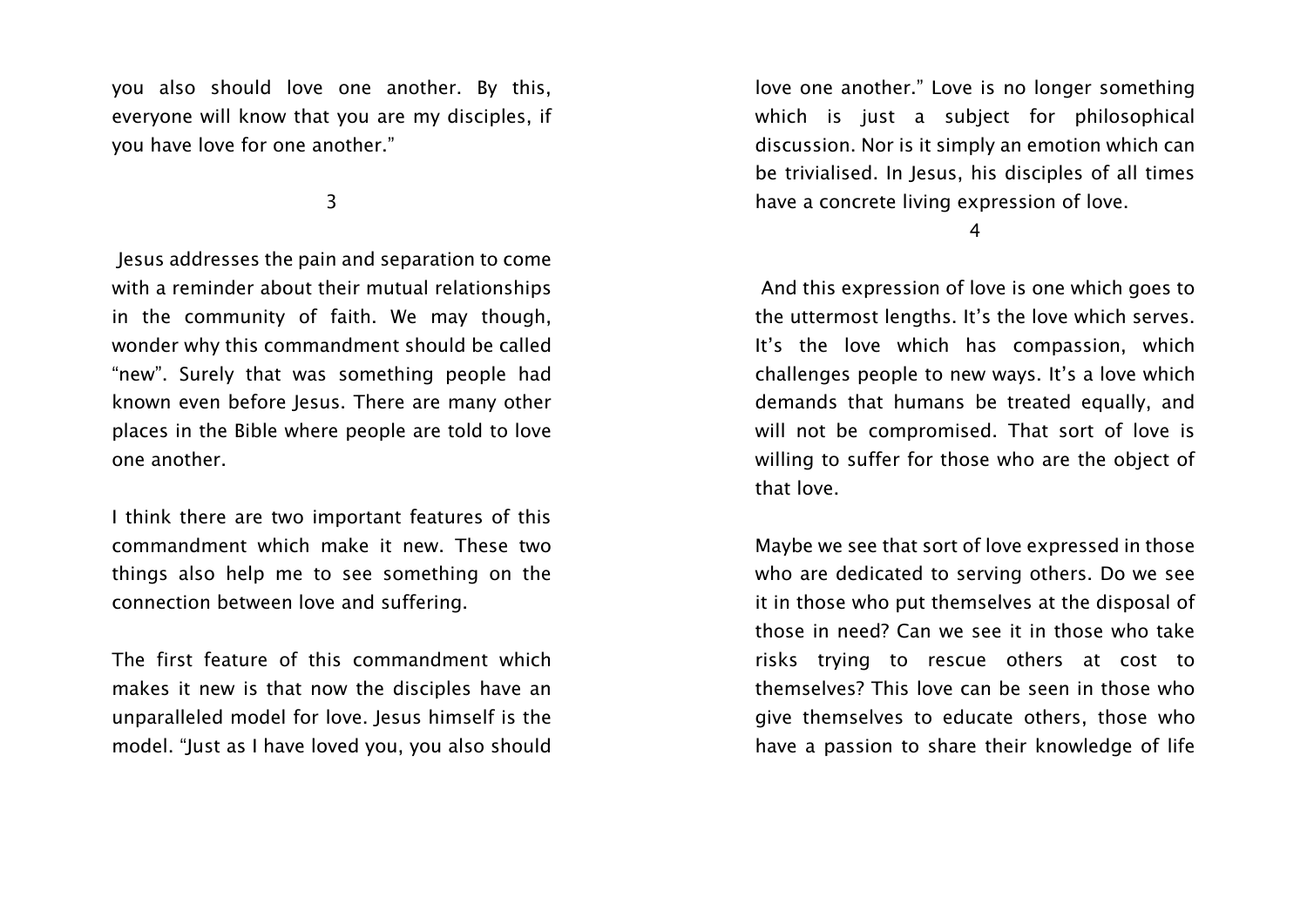you also should love one another. By this, everyone will know that you are my disciples, if you have love for one another."

3

Jesus addresses the pain and separation to come with a reminder about their mutual relationships in the community of faith. We may though, wonder why this commandment should be called "new". Surely that was something people had known even before Jesus. There are many other places in the Bible where people are told to love one another.

I think there are two important features of this commandment which make it new. These two things also help me to see something on the connection between love and suffering.

The first feature of this commandment which makes it new is that now the disciples have an unparalleled model for love. Jesus himself is the model. "Just as I have loved you, you also should love one another." Love is no longer something which is just a subject for philosophical discussion. Nor is it simply an emotion which can be trivialised. In Jesus, his disciples of all times have a concrete living expression of love.

4

And this expression of love is one which goes to the uttermost lengths. It's the love which serves. It's the love which has compassion, which challenges people to new ways. It's a love which demands that humans be treated equally, and will not be compromised. That sort of love is willing to suffer for those who are the object of that love.

Maybe we see that sort of love expressed in those who are dedicated to serving others. Do we see it in those who put themselves at the disposal of those in need? Can we see it in those who take risks trying to rescue others at cost to themselves? This love can be seen in those who give themselves to educate others, those who have a passion to share their knowledge of life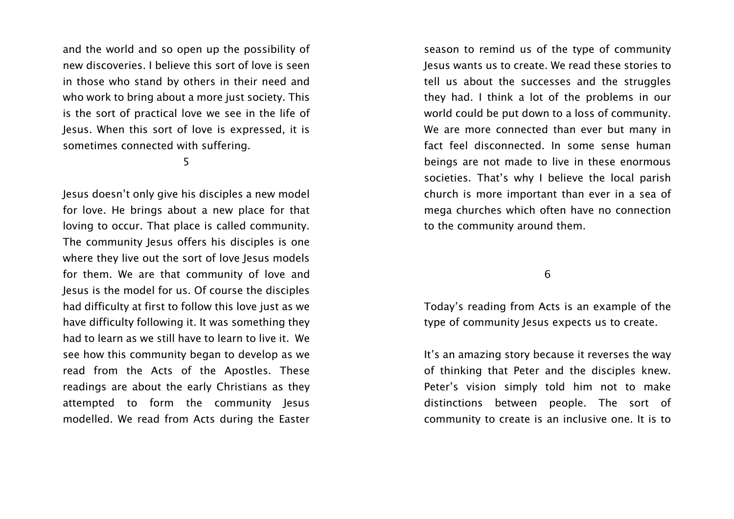and the world and so open up the possibility of new discoveries. I believe this sort of love is seen in those who stand by others in their need and who work to bring about a more just society. This is the sort of practical love we see in the life of Jesus. When this sort of love is expressed, it is sometimes connected with suffering.

5

Jesus doesn't only give his disciples a new model for love. He brings about a new place for that loving to occur. That place is called community. The community Jesus offers his disciples is one where they live out the sort of love Jesus models for them. We are that community of love and Jesus is the model for us. Of course the disciples had difficulty at first to follow this love just as we have difficulty following it. It was something they had to learn as we still have to learn to live it. We see how this community began to develop as we read from the Acts of the Apostles. These readings are about the early Christians as they attempted to form the community Jesus modelled. We read from Acts during the Easter season to remind us of the type of community Jesus wants us to create. We read these stories to tell us about the successes and the struggles they had. I think a lot of the problems in our world could be put down to a loss of community. We are more connected than ever but many in fact feel disconnected. In some sense human beings are not made to live in these enormous societies. That's why I believe the local parish church is more important than ever in a sea of mega churches which often have no connection to the community around them.

6

Today's reading from Acts is an example of the type of community Jesus expects us to create.

It's an amazing story because it reverses the way of thinking that Peter and the disciples knew. Peter's vision simply told him not to make distinctions between people. The sort of community to create is an inclusive one. It is to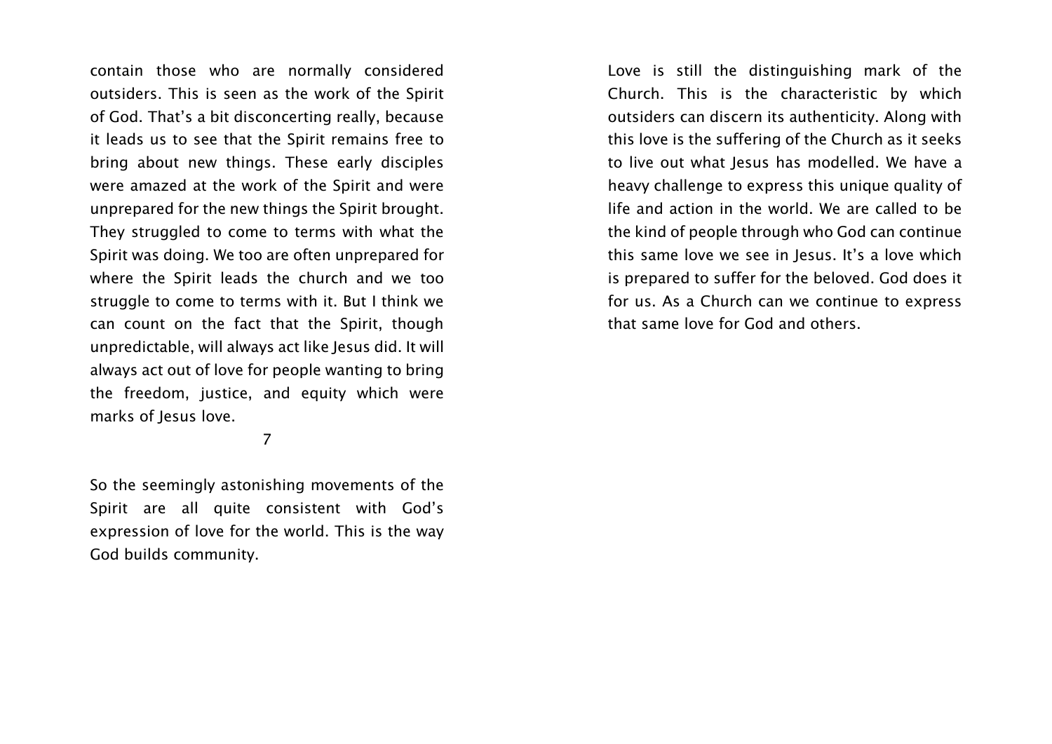contain those who are normally considered outsiders. This is seen as the work of the Spirit of God. That's a bit disconcerting really, because it leads us to see that the Spirit remains free to bring about new things. These early disciples were amazed at the work of the Spirit and were unprepared for the new things the Spirit brought. They struggled to come to terms with what the Spirit was doing. We too are often unprepared for where the Spirit leads the church and we too struggle to come to terms with it. But I think we can count on the fact that the Spirit, though unpredictable, will always act like Jesus did. It will always act out of love for people wanting to bring the freedom, justice, and equity which were marks of Jesus love.

So the seemingly astonishing movements of the Spirit are all quite consistent with God's expression of love for the world. This is the way God builds community.

Love is still the distinguishing mark of the Church. This is the characteristic by which outsiders can discern its authenticity. Along with this love is the suffering of the Church as it seeks to live out what Jesus has modelled. We have a heavy challenge to express this unique quality of life and action in the world. We are called to be the kind of people through who God can continue this same love we see in Jesus. It's a love which is prepared to suffer for the beloved. God does it for us. As a Church can we continue to express that same love for God and others.